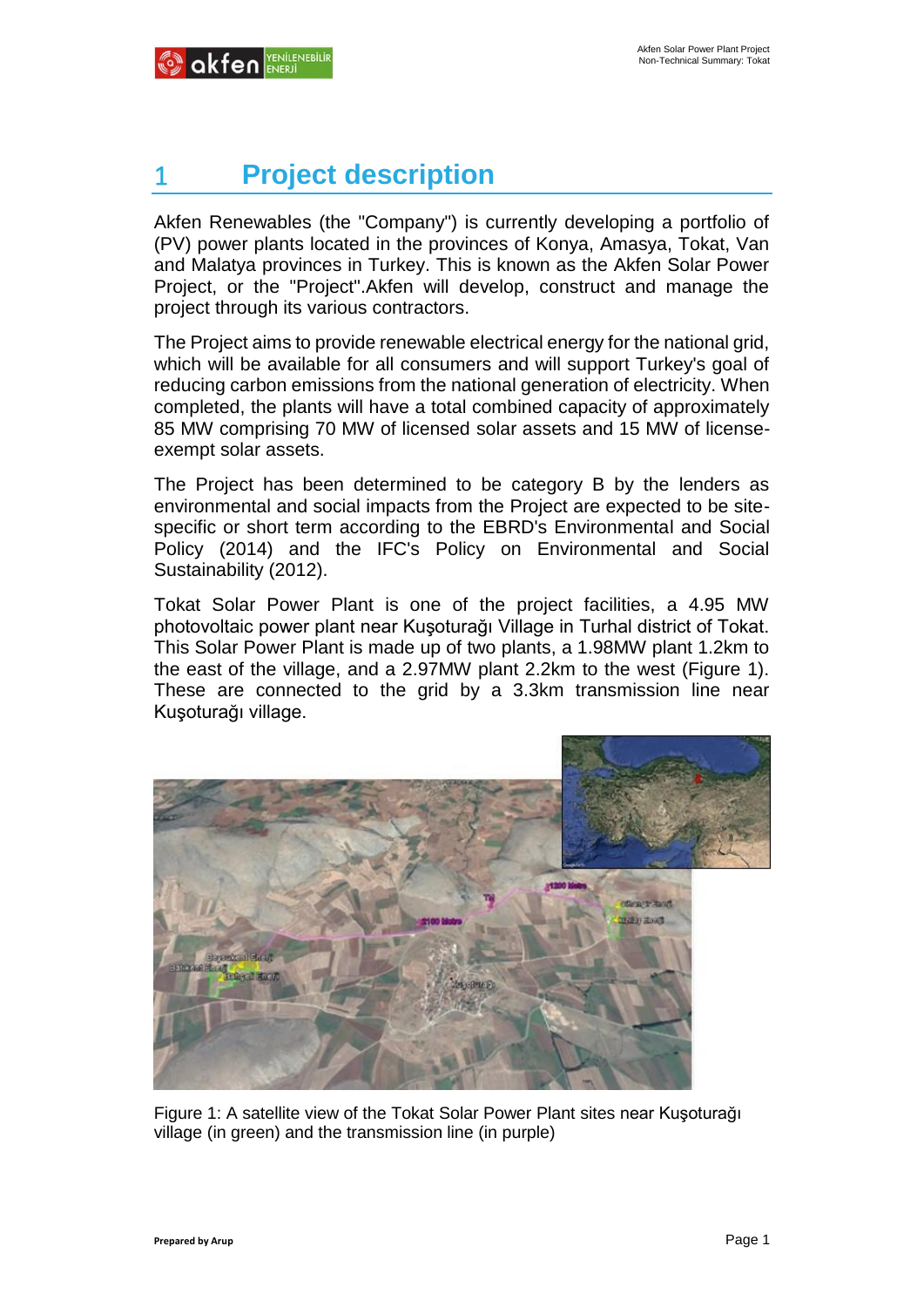# 1 Project description

Akfen Renewables (the "Company") is currently developing a portfolio of (PV) power plants located in the provinces of Konya, Amasya, Tokat, Van and Malatya provinces in Turkey. This is known as the Akfen Solar Power Project, or the "Project".Akfen will develop, construct and manage the project through its various contractors.

The Project aims to provide renewable electrical energy for the national grid, which will be available for all consumers and will support Turkey's goal of reducing carbon emissions from the national generation of electricity. When completed, the plants will have a total combined capacity of approximately 85 MW comprising 70 MW of licensed solar assets and 15 MW of license-exempt solar assets.

The Project has been determined to be category B by the lenders as environmental and social impacts from the Project are expected to be site-specific or short term according to the EBRD's Environmental and Social Policy (2014) and the IFC's Policy on Environmental and Social Sustainability (2012).

Tokat Solar Power Plant is one of the project facilities, a 4.95 MW photovoltaic power plant near Kuşoturağı Village in Turhal district of Tokat. This Solar Power Plant is made up of two plants, a 1.98MW plant 1.2km to the east of the village, and a 2.97MW plant 2.2km to the west (Figure 1). These are connected to the grid by a 3.3km transmission line near Kuşoturağı village.

Figure 1: A satellite view of the Tokat Solar Power Plant sites near Kuşoturağı village (in green) and the transmission line (in purple)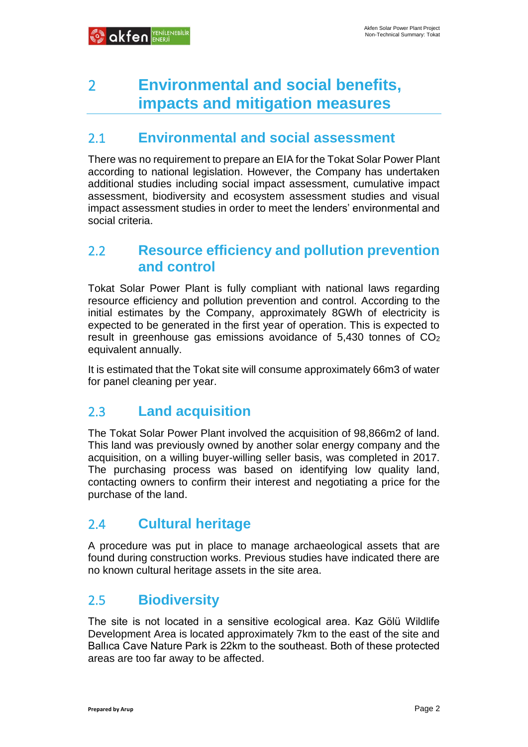# 2 Environmental and social benefits, impacts and mitigation measures

## 2.1 Environmental and social assessment

There was no requirement to prepare an EIA for the Tokat Solar Power Plant according to national legislation. However, the Company has undertaken additional studies including social impact assessment, cumulative impact assessment, biodiversity and ecosystem assessment studies and visual impact assessment studies in order to meet the lenders' environmental and social criteria.

## 2.2 Resource efficiency and pollution prevention and control

Tokat Solar Power Plant is fully compliant with national laws regarding resource efficiency and pollution prevention and control. According to the initial estimates by the Company, approximately 8GWh of electricity is expected to be generated in the first year of operation. This is expected to result in greenhouse gas emissions avoidance of 5,430 tonnes of $CO_2$ equivalent annually.

It is estimated that the Tokat site will consume approximately 66m3 of water for panel cleaning per year.

## 2.3 Land acquisition

The Tokat Solar Power Plant involved the acquisition of 98,866m2 of land. This land was previously owned by another solar energy company and the acquisition, on a willing buyer-willing seller basis, was completed in 2017. The purchasing process was based on identifying low quality land, contacting owners to confirm their interest and negotiating a price for the purchase of the land.

## 2.4 Cultural heritage

A procedure was put in place to manage archaeological assets that are found during construction works. Previous studies have indicated there are no known cultural heritage assets in the site area.

## 2.5 Biodiversity

The site is not located in a sensitive ecological area. Kaz Gölü Wildlife Development Area is located approximately 7km to the east of the site and Ballıca Cave Nature Park is 22km to the southeast. Both of these protected areas are too far away to be affected.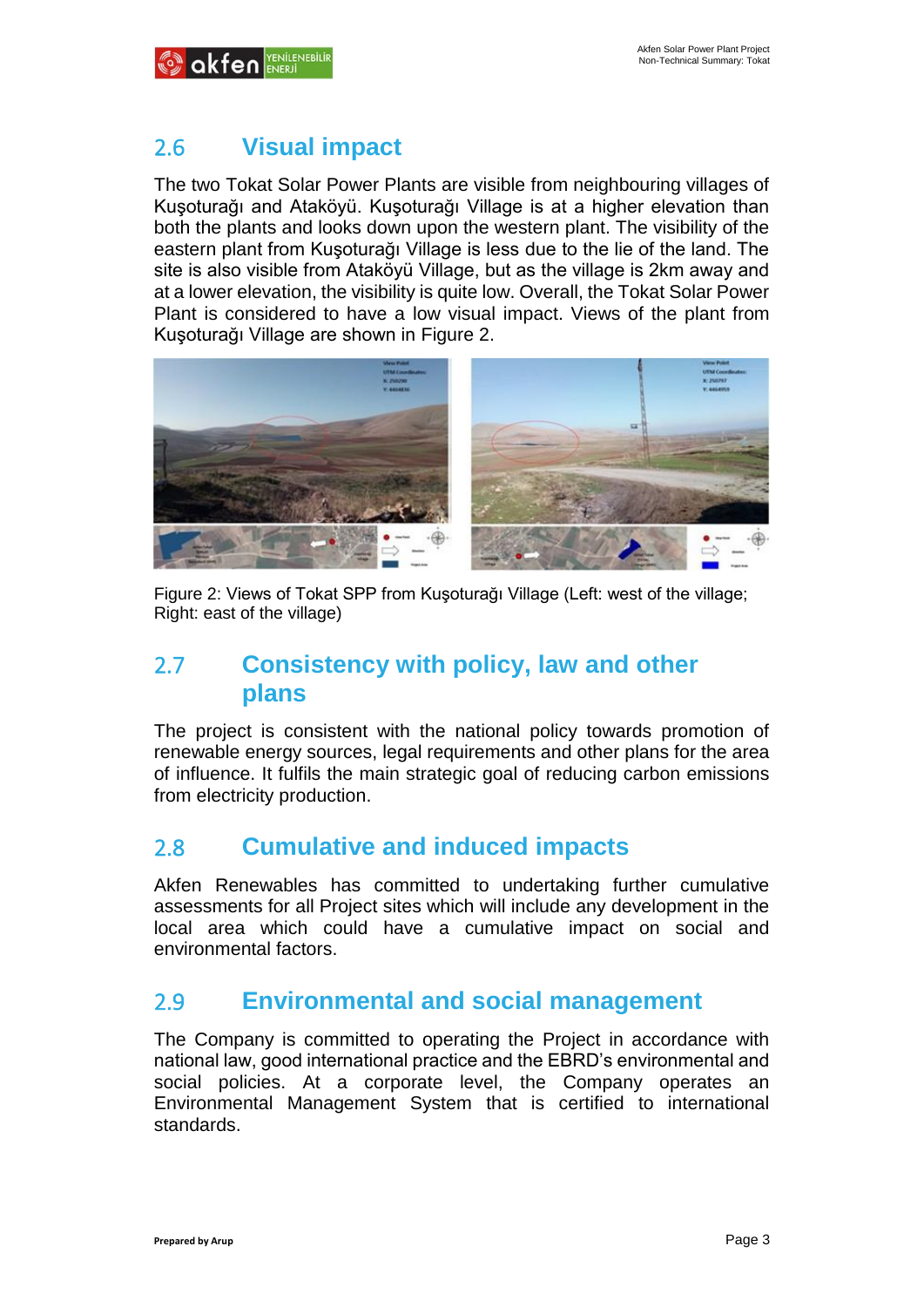## 2.6 Visual impact

The two Tokat Solar Power Plants are visible from neighbouring villages of Kuşoturağı and Ataköyü. Kuşoturağı Village is at a higher elevation than both the plants and looks down upon the western plant. The visibility of the eastern plant from Kuşoturağı Village is less due to the lie of the land. The site is also visible from Ataköyü Village, but as the village is 2km away and at a lower elevation, the visibility is quite low. Overall, the Tokat Solar Power Plant is considered to have a low visual impact. Views of the plant from Kuşoturağı Village are shown in Figure 2.

Figure 2: Views of Tokat SPP from Kuşoturağı Village (Left: west of the village; Right: east of the village)

## 2.7 Consistency with policy, law and other plans

The project is consistent with the national policy towards promotion of renewable energy sources, legal requirements and other plans for the area of influence. It fulfils the main strategic goal of reducing carbon emissions from electricity production.

## 2.8 Cumulative and induced impacts

Akfen Renewables has committed to undertaking further cumulative assessments for all Project sites which will include any development in the local area which could have a cumulative impact on social and environmental factors.

## 2.9 Environmental and social management

The Company is committed to operating the Project in accordance with national law, good international practice and the EBRD's environmental and social policies. At a corporate level, the Company operates an Environmental Management System that is certified to international standards.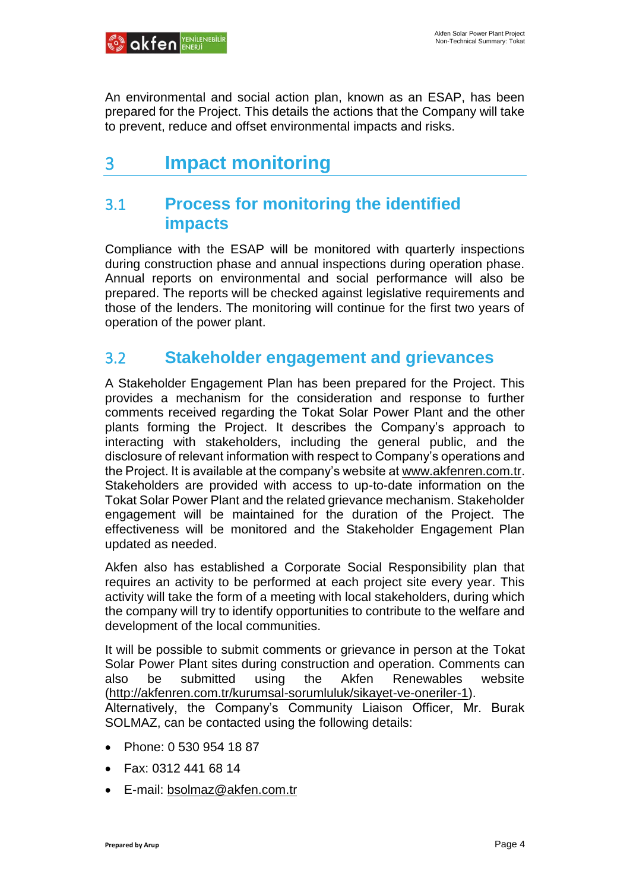An environmental and social action plan, known as an ESAP, has been prepared for the Project. This details the actions that the Company will take to prevent, reduce and offset environmental impacts and risks.

# 3 Impact monitoring

## 3.1 Process for monitoring the identified impacts

Compliance with the ESAP will be monitored with quarterly inspections during construction phase and annual inspections during operation phase. Annual reports on environmental and social performance will also be prepared. The reports will be checked against legislative requirements and those of the lenders. The monitoring will continue for the first two years of operation of the power plant.

## 3.2 Stakeholder engagement and grievances

A Stakeholder Engagement Plan has been prepared for the Project. This provides a mechanism for the consideration and response to further comments received regarding the Tokat Solar Power Plant and the other plants forming the Project. It describes the Company's approach to interacting with stakeholders, including the general public, and the disclosure of relevant information with respect to Company's operations and the Project. It is available at the company's website at www.akfenren.com.tr. Stakeholders are provided with access to up-to-date information on the Tokat Solar Power Plant and the related grievance mechanism. Stakeholder engagement will be maintained for the duration of the Project. The effectiveness will be monitored and the Stakeholder Engagement Plan updated as needed.

Akfen also has established a Corporate Social Responsibility plan that requires an activity to be performed at each project site every year. This activity will take the form of a meeting with local stakeholders, during which the company will try to identify opportunities to contribute to the welfare and development of the local communities.

It will be possible to submit comments or grievance in person at the Tokat Solar Power Plant sites during construction and operation. Comments can also be submitted using the Akfen Renewables website (http://akfenren.com.tr/kurumsal-sorumluluk/sikayet-ve-oneriler-1). Alternatively, the Company's Community Liaison Officer, Mr. Burak SOLMAZ, can be contacted using the following details:

- Phone: 0 530 954 18 87
- Fax: 0312 441 68 14
- E-mail: bsolmaz@akfen.com.tr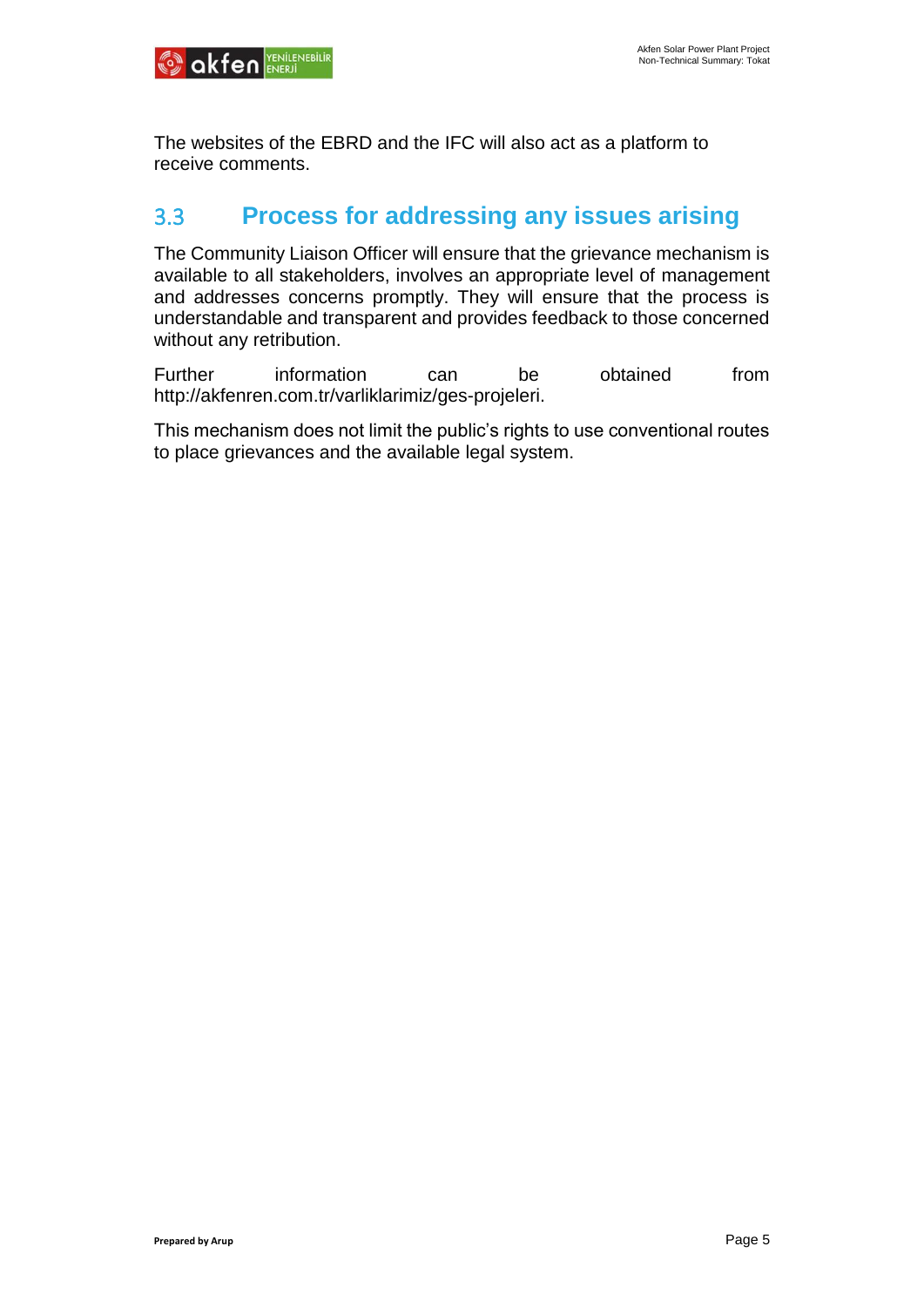The websites of the EBRD and the IFC will also act as a platform to receive comments.

## 3.3 Process for addressing any issues arising

The Community Liaison Officer will ensure that the grievance mechanism is available to all stakeholders, involves an appropriate level of management and addresses concerns promptly. They will ensure that the process is understandable and transparent and provides feedback to those concerned without any retribution.

Further information can be obtained from http://akfenren.com.tr/varliklarimiz/ges-projeleri.

This mechanism does not limit the public's rights to use conventional routes to place grievances and the available legal system.